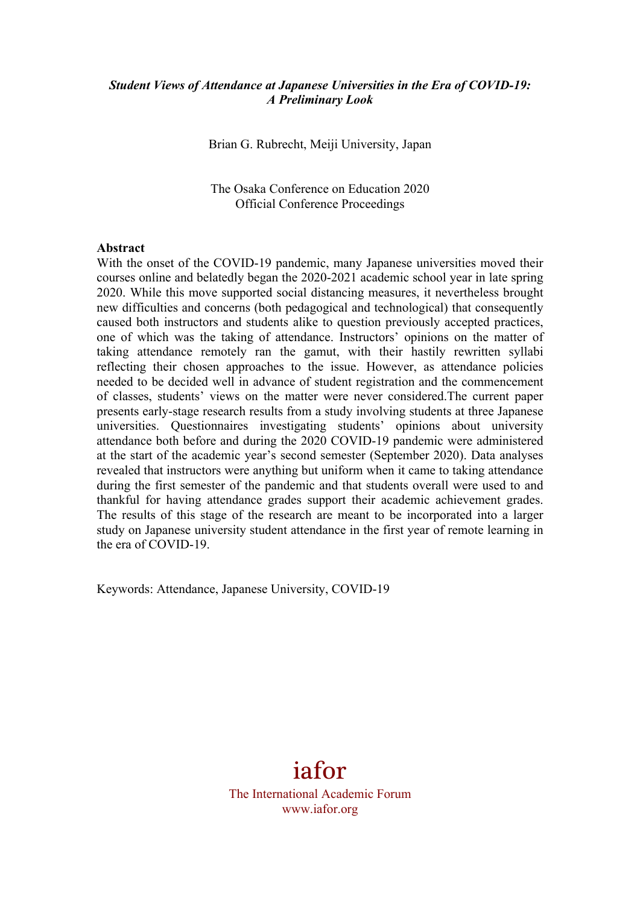***Student Views of Attendance at Japanese Universities in the Era of COVID-19: A Preliminary Look***

Brian G. Rubrecht, Meiji University, Japan

The Osaka Conference on Education 2020
Official Conference Proceedings

**Abstract**

With the onset of the COVID-19 pandemic, many Japanese universities moved their courses online and belatedly began the 2020-2021 academic school year in late spring 2020. While this move supported social distancing measures, it nevertheless brought new difficulties and concerns (both pedagogical and technological) that consequently caused both instructors and students alike to question previously accepted practices, one of which was the taking of attendance. Instructors' opinions on the matter of taking attendance remotely ran the gamut, with their hastily rewritten syllabi reflecting their chosen approaches to the issue. However, as attendance policies needed to be decided well in advance of student registration and the commencement of classes, students' views on the matter were never considered.The current paper presents early-stage research results from a study involving students at three Japanese universities. Questionnaires investigating students' opinions about university attendance both before and during the 2020 COVID-19 pandemic were administered at the start of the academic year's second semester (September 2020). Data analyses revealed that instructors were anything but uniform when it came to taking attendance during the first semester of the pandemic and that students overall were used to and thankful for having attendance grades support their academic achievement grades. The results of this stage of the research are meant to be incorporated into a larger study on Japanese university student attendance in the first year of remote learning in the era of COVID-19.

Keywords: Attendance, Japanese University, COVID-19

iafor
The International Academic Forum
www.iafor.org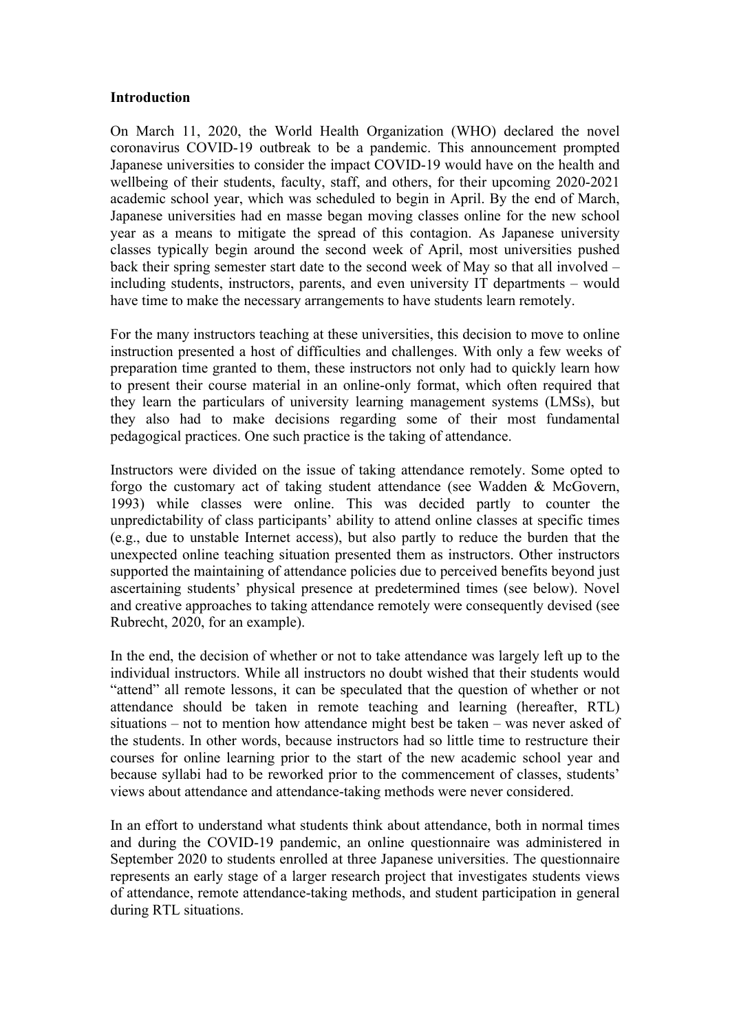### Introduction

On March 11, 2020, the World Health Organization (WHO) declared the novel coronavirus COVID-19 outbreak to be a pandemic. This announcement prompted Japanese universities to consider the impact COVID-19 would have on the health and wellbeing of their students, faculty, staff, and others, for their upcoming 2020-2021 academic school year, which was scheduled to begin in April. By the end of March, Japanese universities had en masse began moving classes online for the new school year as a means to mitigate the spread of this contagion. As Japanese university classes typically begin around the second week of April, most universities pushed back their spring semester start date to the second week of May so that all involved – including students, instructors, parents, and even university IT departments – would have time to make the necessary arrangements to have students learn remotely.

For the many instructors teaching at these universities, this decision to move to online instruction presented a host of difficulties and challenges. With only a few weeks of preparation time granted to them, these instructors not only had to quickly learn how to present their course material in an online-only format, which often required that they learn the particulars of university learning management systems (LMSs), but they also had to make decisions regarding some of their most fundamental pedagogical practices. One such practice is the taking of attendance.

Instructors were divided on the issue of taking attendance remotely. Some opted to forgo the customary act of taking student attendance (see Wadden & McGovern, 1993) while classes were online. This was decided partly to counter the unpredictability of class participants' ability to attend online classes at specific times (e.g., due to unstable Internet access), but also partly to reduce the burden that the unexpected online teaching situation presented them as instructors. Other instructors supported the maintaining of attendance policies due to perceived benefits beyond just ascertaining students' physical presence at predetermined times (see below). Novel and creative approaches to taking attendance remotely were consequently devised (see Rubrecht, 2020, for an example).

In the end, the decision of whether or not to take attendance was largely left up to the individual instructors. While all instructors no doubt wished that their students would "attend" all remote lessons, it can be speculated that the question of whether or not attendance should be taken in remote teaching and learning (hereafter, RTL) situations – not to mention how attendance might best be taken – was never asked of the students. In other words, because instructors had so little time to restructure their courses for online learning prior to the start of the new academic school year and because syllabi had to be reworked prior to the commencement of classes, students' views about attendance and attendance-taking methods were never considered.

In an effort to understand what students think about attendance, both in normal times and during the COVID-19 pandemic, an online questionnaire was administered in September 2020 to students enrolled at three Japanese universities. The questionnaire represents an early stage of a larger research project that investigates students views of attendance, remote attendance-taking methods, and student participation in general during RTL situations.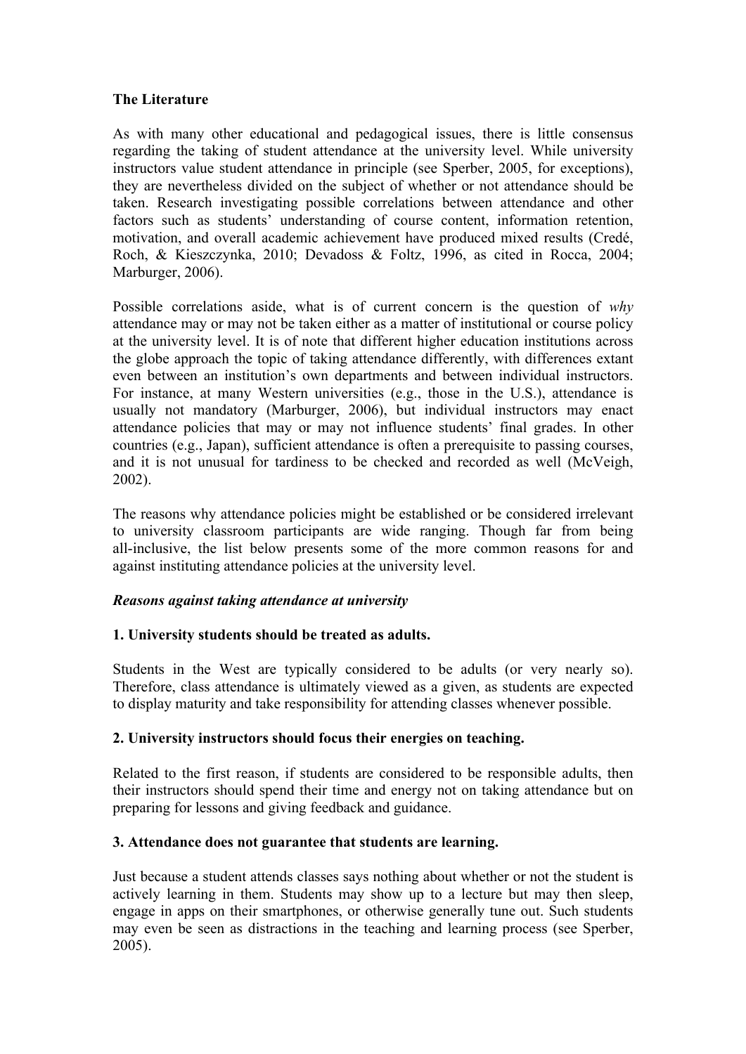## The Literature

As with many other educational and pedagogical issues, there is little consensus regarding the taking of student attendance at the university level. While university instructors value student attendance in principle (see Sperber, 2005, for exceptions), they are nevertheless divided on the subject of whether or not attendance should be taken. Research investigating possible correlations between attendance and other factors such as students' understanding of course content, information retention, motivation, and overall academic achievement have produced mixed results (Credé, Roch, & Kieszczynka, 2010; Devadoss & Foltz, 1996, as cited in Rocca, 2004; Marburger, 2006).

Possible correlations aside, what is of current concern is the question of *why* attendance may or may not be taken either as a matter of institutional or course policy at the university level. It is of note that different higher education institutions across the globe approach the topic of taking attendance differently, with differences extant even between an institution's own departments and between individual instructors. For instance, at many Western universities (e.g., those in the U.S.), attendance is usually not mandatory (Marburger, 2006), but individual instructors may enact attendance policies that may or may not influence students' final grades. In other countries (e.g., Japan), sufficient attendance is often a prerequisite to passing courses, and it is not unusual for tardiness to be checked and recorded as well (McVeigh, 2002).

The reasons why attendance policies might be established or be considered irrelevant to university classroom participants are wide ranging. Though far from being all-inclusive, the list below presents some of the more common reasons for and against instituting attendance policies at the university level.

### *Reasons against taking attendance at university*

**1. University students should be treated as adults.**

Students in the West are typically considered to be adults (or very nearly so). Therefore, class attendance is ultimately viewed as a given, as students are expected to display maturity and take responsibility for attending classes whenever possible.

**2. University instructors should focus their energies on teaching.**

Related to the first reason, if students are considered to be responsible adults, then their instructors should spend their time and energy not on taking attendance but on preparing for lessons and giving feedback and guidance.

**3. Attendance does not guarantee that students are learning.**

Just because a student attends classes says nothing about whether or not the student is actively learning in them. Students may show up to a lecture but may then sleep, engage in apps on their smartphones, or otherwise generally tune out. Such students may even be seen as distractions in the teaching and learning process (see Sperber, 2005).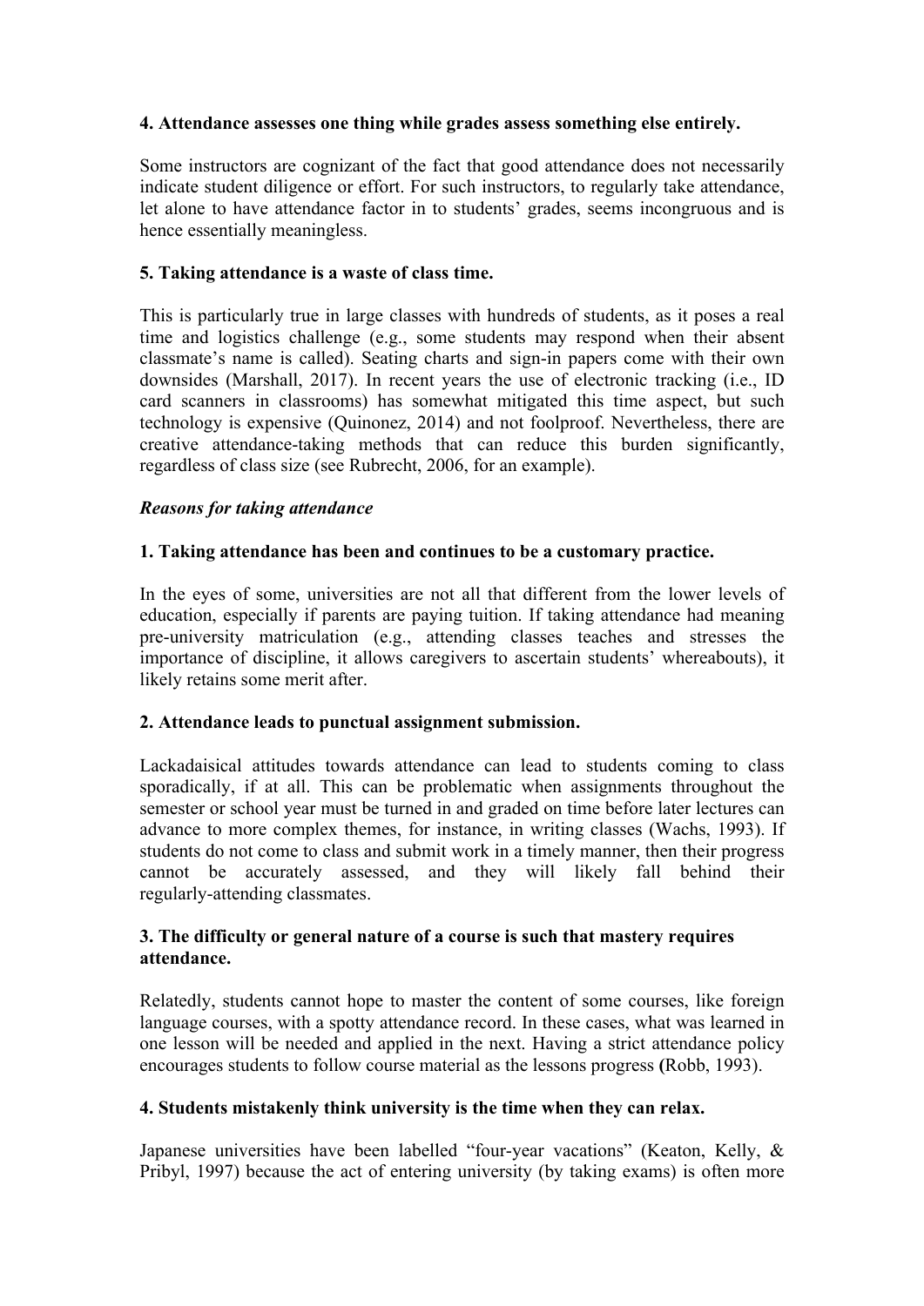**4. Attendance assesses one thing while grades assess something else entirely.**

Some instructors are cognizant of the fact that good attendance does not necessarily indicate student diligence or effort. For such instructors, to regularly take attendance, let alone to have attendance factor in to students' grades, seems incongruous and is hence essentially meaningless.

**5. Taking attendance is a waste of class time.**

This is particularly true in large classes with hundreds of students, as it poses a real time and logistics challenge (e.g., some students may respond when their absent classmate's name is called). Seating charts and sign-in papers come with their own downsides (Marshall, 2017). In recent years the use of electronic tracking (i.e., ID card scanners in classrooms) has somewhat mitigated this time aspect, but such technology is expensive (Quinonez, 2014) and not foolproof. Nevertheless, there are creative attendance-taking methods that can reduce this burden significantly, regardless of class size (see Rubrecht, 2006, for an example).

***Reasons for taking attendance***

**1. Taking attendance has been and continues to be a customary practice.**

In the eyes of some, universities are not all that different from the lower levels of education, especially if parents are paying tuition. If taking attendance had meaning pre-university matriculation (e.g., attending classes teaches and stresses the importance of discipline, it allows caregivers to ascertain students' whereabouts), it likely retains some merit after.

**2. Attendance leads to punctual assignment submission.**

Lackadaisical attitudes towards attendance can lead to students coming to class sporadically, if at all. This can be problematic when assignments throughout the semester or school year must be turned in and graded on time before later lectures can advance to more complex themes, for instance, in writing classes (Wachs, 1993). If students do not come to class and submit work in a timely manner, then their progress cannot be accurately assessed, and they will likely fall behind their regularly-attending classmates.

**3. The difficulty or general nature of a course is such that mastery requires attendance.**

Relatedly, students cannot hope to master the content of some courses, like foreign language courses, with a spotty attendance record. In these cases, what was learned in one lesson will be needed and applied in the next. Having a strict attendance policy encourages students to follow course material as the lessons progress (Robb, 1993).

**4. Students mistakenly think university is the time when they can relax.**

Japanese universities have been labelled "four-year vacations" (Keaton, Kelly, & Pribyl, 1997) because the act of entering university (by taking exams) is often more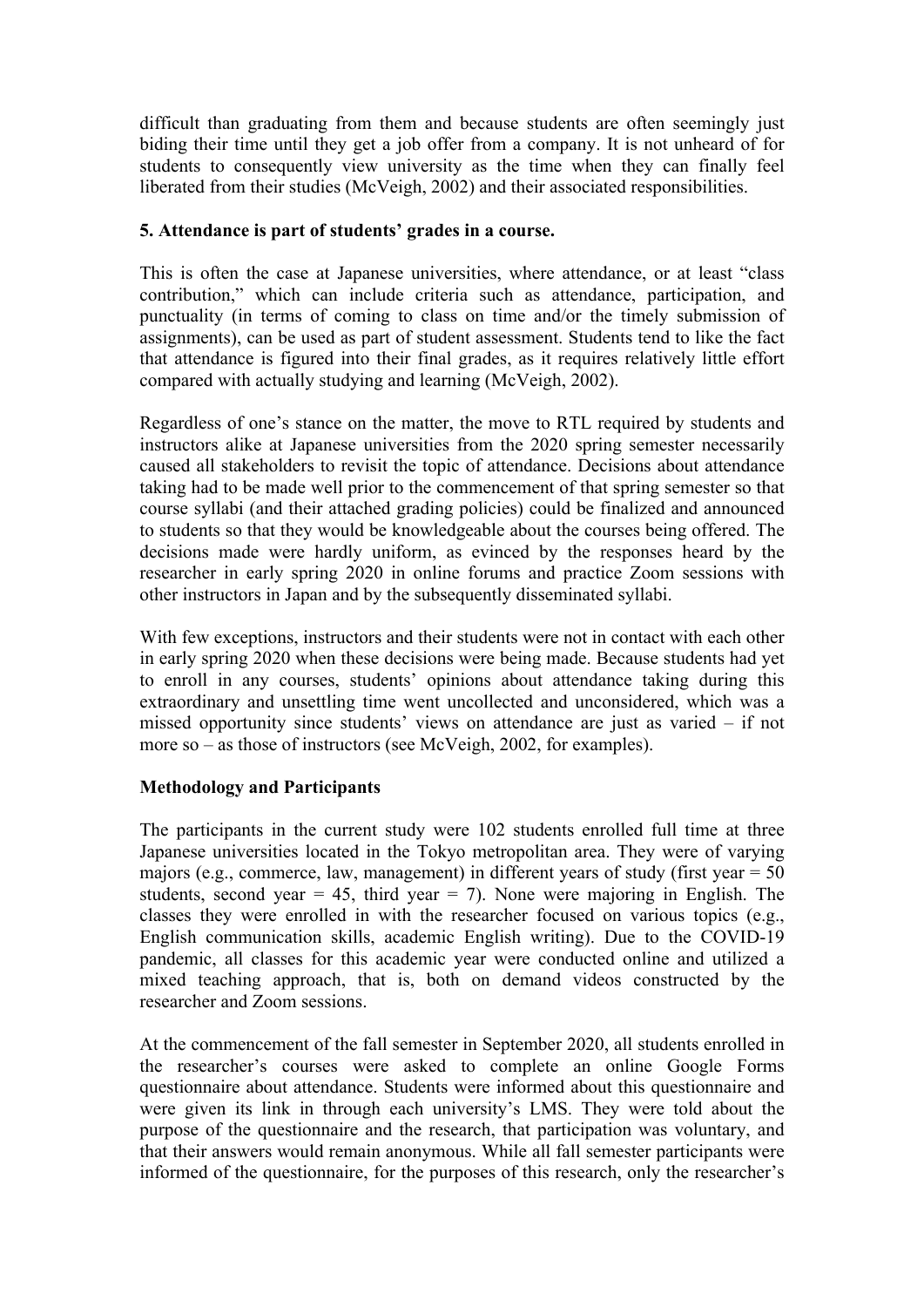difficult than graduating from them and because students are often seemingly just biding their time until they get a job offer from a company. It is not unheard of for students to consequently view university as the time when they can finally feel liberated from their studies (McVeigh, 2002) and their associated responsibilities.

**5. Attendance is part of students' grades in a course.**

This is often the case at Japanese universities, where attendance, or at least "class contribution," which can include criteria such as attendance, participation, and punctuality (in terms of coming to class on time and/or the timely submission of assignments), can be used as part of student assessment. Students tend to like the fact that attendance is figured into their final grades, as it requires relatively little effort compared with actually studying and learning (McVeigh, 2002).

Regardless of one's stance on the matter, the move to RTL required by students and instructors alike at Japanese universities from the 2020 spring semester necessarily caused all stakeholders to revisit the topic of attendance. Decisions about attendance taking had to be made well prior to the commencement of that spring semester so that course syllabi (and their attached grading policies) could be finalized and announced to students so that they would be knowledgeable about the courses being offered. The decisions made were hardly uniform, as evinced by the responses heard by the researcher in early spring 2020 in online forums and practice Zoom sessions with other instructors in Japan and by the subsequently disseminated syllabi.

With few exceptions, instructors and their students were not in contact with each other in early spring 2020 when these decisions were being made. Because students had yet to enroll in any courses, students' opinions about attendance taking during this extraordinary and unsettling time went uncollected and unconsidered, which was a missed opportunity since students' views on attendance are just as varied – if not more so – as those of instructors (see McVeigh, 2002, for examples).

**Methodology and Participants**

The participants in the current study were 102 students enrolled full time at three Japanese universities located in the Tokyo metropolitan area. They were of varying majors (e.g., commerce, law, management) in different years of study (first year = 50 students, second year = 45, third year = 7). None were majoring in English. The classes they were enrolled in with the researcher focused on various topics (e.g., English communication skills, academic English writing). Due to the COVID-19 pandemic, all classes for this academic year were conducted online and utilized a mixed teaching approach, that is, both on demand videos constructed by the researcher and Zoom sessions.

At the commencement of the fall semester in September 2020, all students enrolled in the researcher's courses were asked to complete an online Google Forms questionnaire about attendance. Students were informed about this questionnaire and were given its link in through each university's LMS. They were told about the purpose of the questionnaire and the research, that participation was voluntary, and that their answers would remain anonymous. While all fall semester participants were informed of the questionnaire, for the purposes of this research, only the researcher's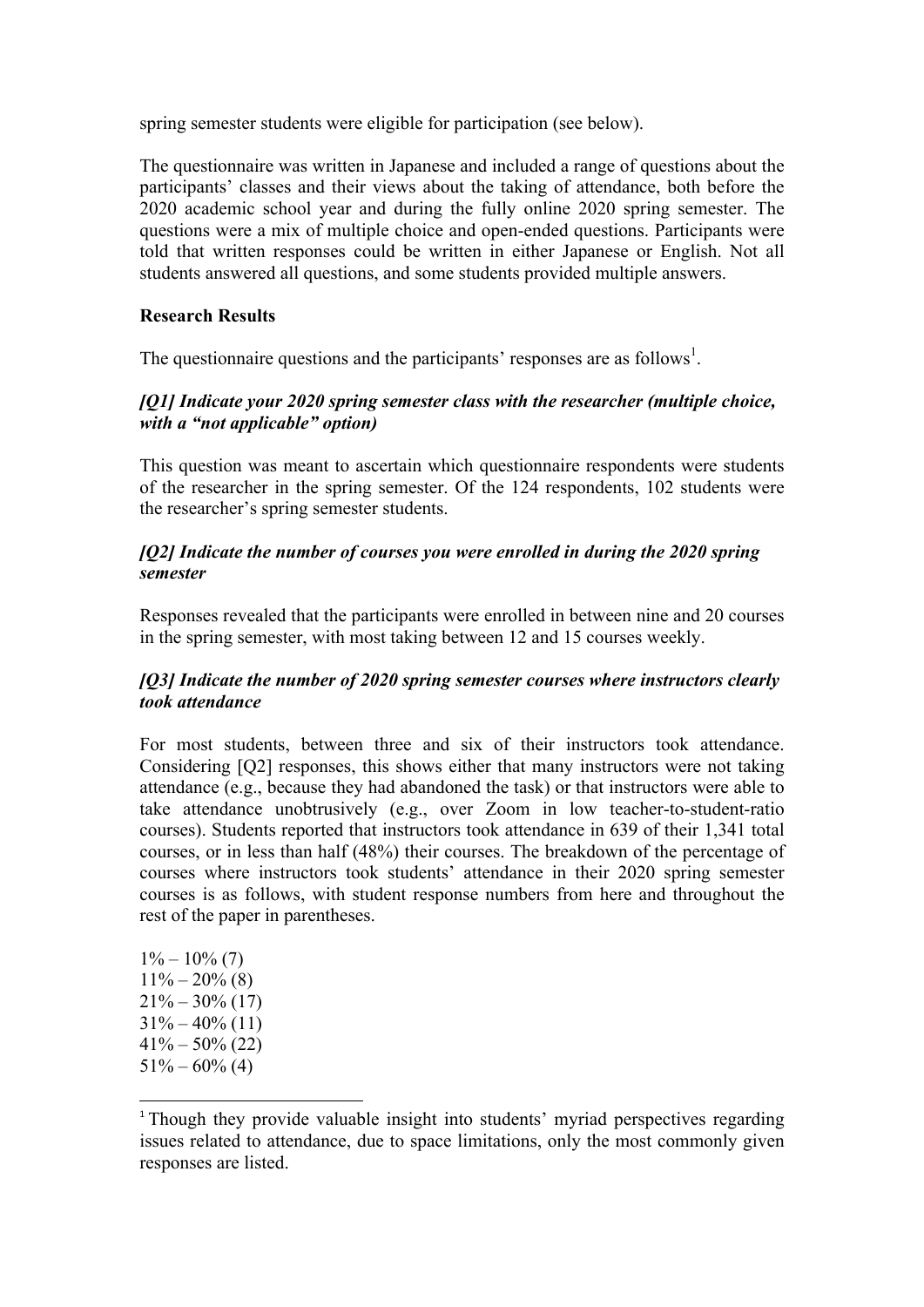spring semester students were eligible for participation (see below).

The questionnaire was written in Japanese and included a range of questions about the participants' classes and their views about the taking of attendance, both before the 2020 academic school year and during the fully online 2020 spring semester. The questions were a mix of multiple choice and open-ended questions. Participants were told that written responses could be written in either Japanese or English. Not all students answered all questions, and some students provided multiple answers.

**Research Results**

The questionnaire questions and the participants' responses are as follows[1].

***[Q1] Indicate your 2020 spring semester class with the researcher (multiple choice, with a "not applicable" option)***

This question was meant to ascertain which questionnaire respondents were students of the researcher in the spring semester. Of the 124 respondents, 102 students were the researcher's spring semester students.

***[Q2] Indicate the number of courses you were enrolled in during the 2020 spring semester***

Responses revealed that the participants were enrolled in between nine and 20 courses in the spring semester, with most taking between 12 and 15 courses weekly.

***[Q3] Indicate the number of 2020 spring semester courses where instructors clearly took attendance***

For most students, between three and six of their instructors took attendance. Considering [Q2] responses, this shows either that many instructors were not taking attendance (e.g., because they had abandoned the task) or that instructors were able to take attendance unobtrusively (e.g., over Zoom in low teacher-to-student-ratio courses). Students reported that instructors took attendance in 639 of their 1,341 total courses, or in less than half (48%) their courses. The breakdown of the percentage of courses where instructors took students' attendance in their 2020 spring semester courses is as follows, with student response numbers from here and throughout the rest of the paper in parentheses.

1% – 10% (7)  
11% – 20% (8)  
21% – 30% (17)  
31% – 40% (11)  
41% – 50% (22)  
51% – 60% (4)

---

[1] Though they provide valuable insight into students' myriad perspectives regarding issues related to attendance, due to space limitations, only the most commonly given responses are listed.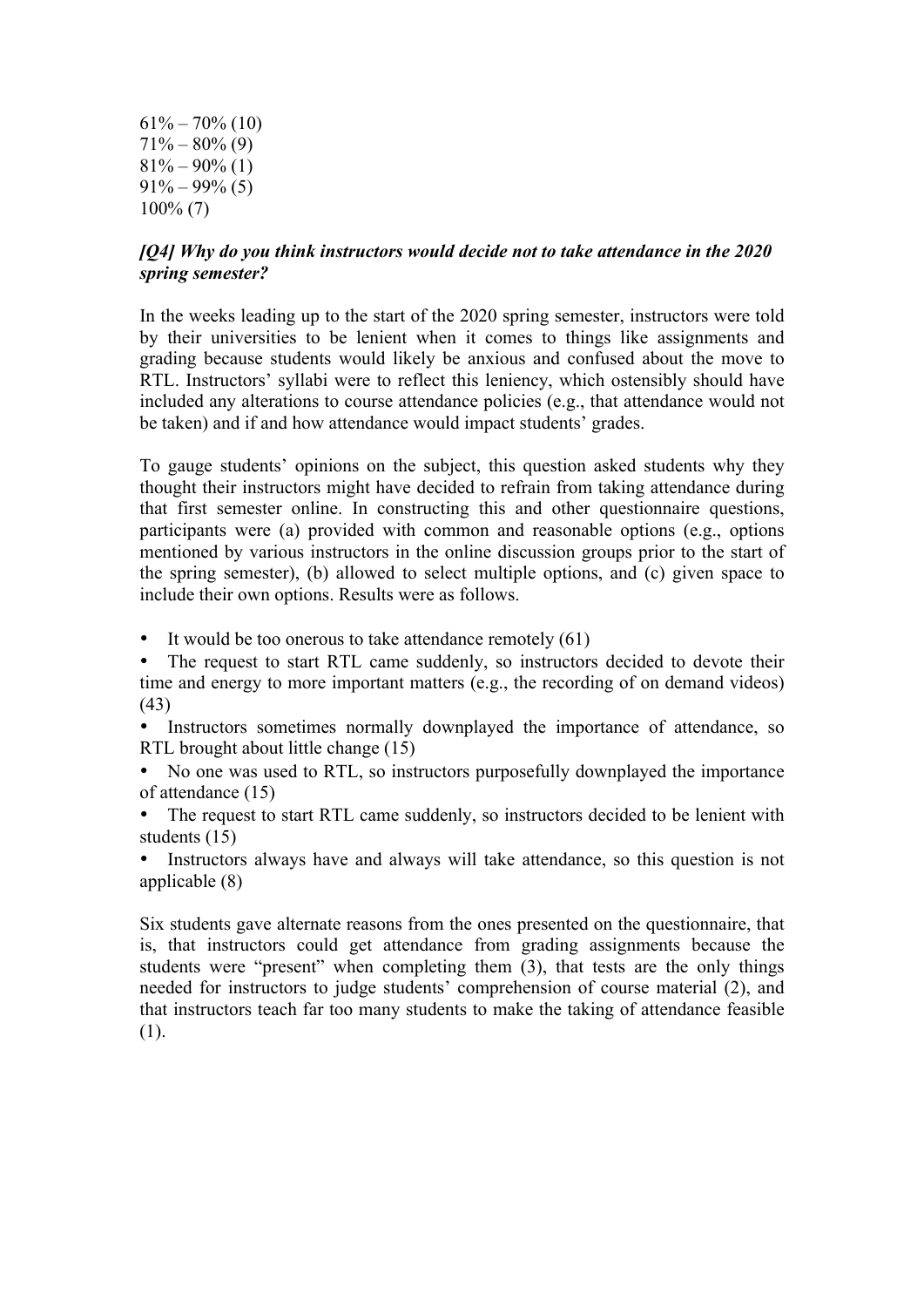61% – 70% (10)
71% – 80% (9)
81% – 90% (1)
91% – 99% (5)
100% (7)

***[Q4] Why do you think instructors would decide not to take attendance in the 2020 spring semester?***

In the weeks leading up to the start of the 2020 spring semester, instructors were told by their universities to be lenient when it comes to things like assignments and grading because students would likely be anxious and confused about the move to RTL. Instructors' syllabi were to reflect this leniency, which ostensibly should have included any alterations to course attendance policies (e.g., that attendance would not be taken) and if and how attendance would impact students' grades.

To gauge students' opinions on the subject, this question asked students why they thought their instructors might have decided to refrain from taking attendance during that first semester online. In constructing this and other questionnaire questions, participants were (a) provided with common and reasonable options (e.g., options mentioned by various instructors in the online discussion groups prior to the start of the spring semester), (b) allowed to select multiple options, and (c) given space to include their own options. Results were as follows.

- It would be too onerous to take attendance remotely (61)
- The request to start RTL came suddenly, so instructors decided to devote their time and energy to more important matters (e.g., the recording of on demand videos) (43)
- Instructors sometimes normally downplayed the importance of attendance, so RTL brought about little change (15)
- No one was used to RTL, so instructors purposefully downplayed the importance of attendance (15)
- The request to start RTL came suddenly, so instructors decided to be lenient with students (15)
- Instructors always have and always will take attendance, so this question is not applicable (8)

Six students gave alternate reasons from the ones presented on the questionnaire, that is, that instructors could get attendance from grading assignments because the students were "present" when completing them (3), that tests are the only things needed for instructors to judge students' comprehension of course material (2), and that instructors teach far too many students to make the taking of attendance feasible (1).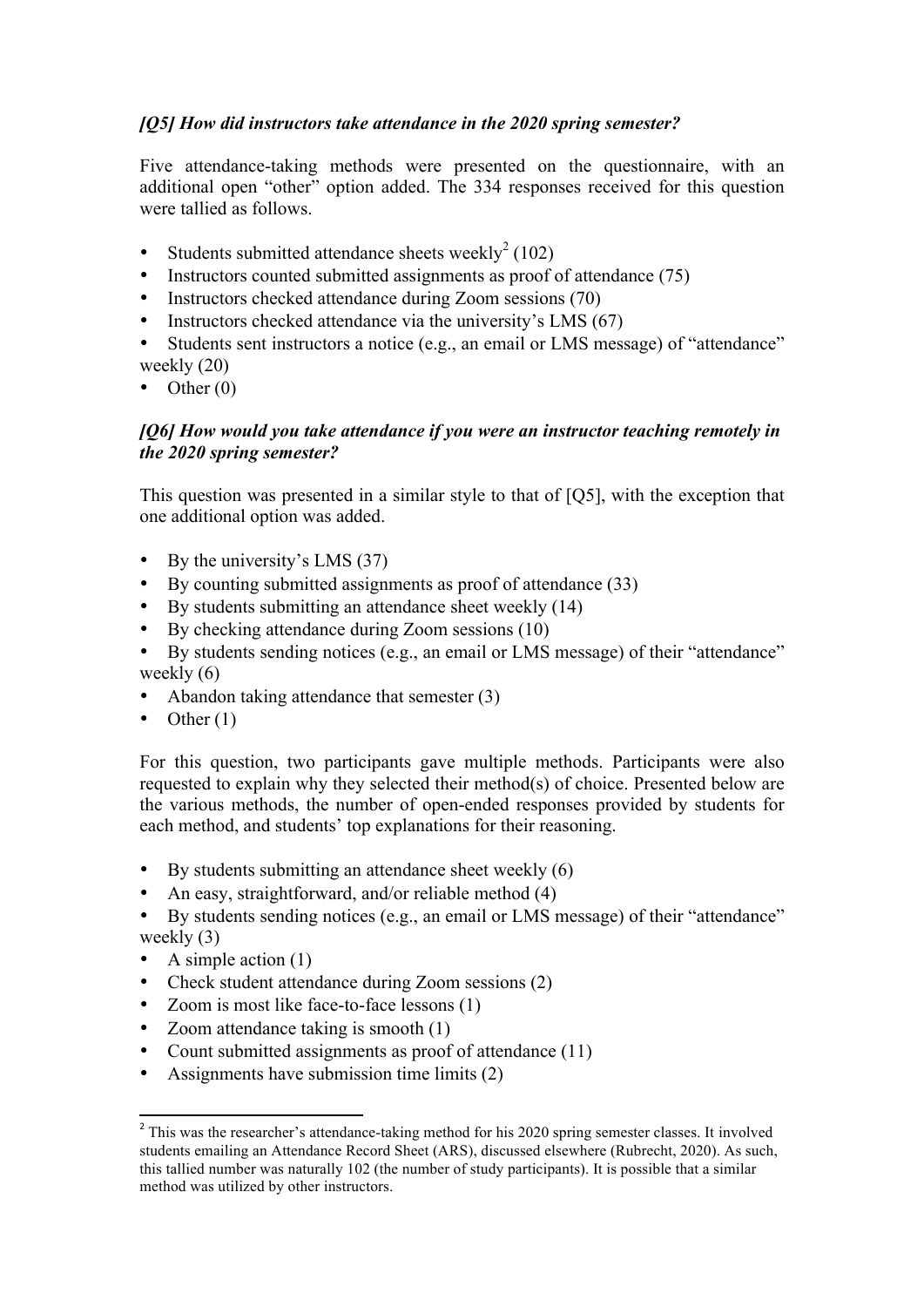***[Q5] How did instructors take attendance in the 2020 spring semester?***

Five attendance-taking methods were presented on the questionnaire, with an additional open "other" option added. The 334 responses received for this question were tallied as follows.

- Students submitted attendance sheets weekly[2] (102)
- Instructors counted submitted assignments as proof of attendance (75)
- Instructors checked attendance during Zoom sessions (70)
- Instructors checked attendance via the university's LMS (67)
- Students sent instructors a notice (e.g., an email or LMS message) of "attendance" weekly (20)
- Other (0)

***[Q6] How would you take attendance if you were an instructor teaching remotely in the 2020 spring semester?***

This question was presented in a similar style to that of [Q5], with the exception that one additional option was added.

- By the university's LMS (37)
- By counting submitted assignments as proof of attendance (33)
- By students submitting an attendance sheet weekly (14)
- By checking attendance during Zoom sessions (10)
- By students sending notices (e.g., an email or LMS message) of their "attendance" weekly (6)
- Abandon taking attendance that semester (3)
- Other (1)

For this question, two participants gave multiple methods. Participants were also requested to explain why they selected their method(s) of choice. Presented below are the various methods, the number of open-ended responses provided by students for each method, and students' top explanations for their reasoning.

- By students submitting an attendance sheet weekly (6)
- An easy, straightforward, and/or reliable method (4)
- By students sending notices (e.g., an email or LMS message) of their "attendance" weekly (3)
- A simple action (1)
- Check student attendance during Zoom sessions (2)
- Zoom is most like face-to-face lessons (1)
- Zoom attendance taking is smooth (1)
- Count submitted assignments as proof of attendance (11)
- Assignments have submission time limits (2)

[2] This was the researcher's attendance-taking method for his 2020 spring semester classes. It involved students emailing an Attendance Record Sheet (ARS), discussed elsewhere (Rubrecht, 2020). As such, this tallied number was naturally 102 (the number of study participants). It is possible that a similar method was utilized by other instructors.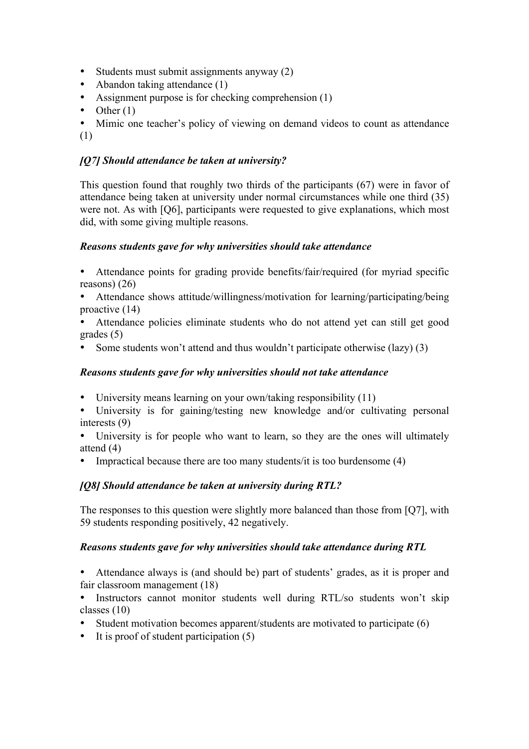- Students must submit assignments anyway (2)
- Abandon taking attendance (1)
- Assignment purpose is for checking comprehension (1)
- Other (1)
- Mimic one teacher's policy of viewing on demand videos to count as attendance (1)

### *[Q7] Should attendance be taken at university?*

This question found that roughly two thirds of the participants (67) were in favor of attendance being taken at university under normal circumstances while one third (35) were not. As with [Q6], participants were requested to give explanations, which most did, with some giving multiple reasons.

#### *Reasons students gave for why universities should take attendance*

- Attendance points for grading provide benefits/fair/required (for myriad specific reasons) (26)
- Attendance shows attitude/willingness/motivation for learning/participating/being proactive (14)
- Attendance policies eliminate students who do not attend yet can still get good grades (5)
- Some students won't attend and thus wouldn't participate otherwise (lazy) (3)

#### *Reasons students gave for why universities should not take attendance*

- University means learning on your own/taking responsibility (11)
- University is for gaining/testing new knowledge and/or cultivating personal interests (9)
- University is for people who want to learn, so they are the ones will ultimately attend (4)
- Impractical because there are too many students/it is too burdensome (4)

### *[Q8] Should attendance be taken at university during RTL?*

The responses to this question were slightly more balanced than those from [Q7], with 59 students responding positively, 42 negatively.

#### *Reasons students gave for why universities should take attendance during RTL*

- Attendance always is (and should be) part of students' grades, as it is proper and fair classroom management (18)
- Instructors cannot monitor students well during RTL/so students won't skip classes (10)
- Student motivation becomes apparent/students are motivated to participate (6)
- It is proof of student participation (5)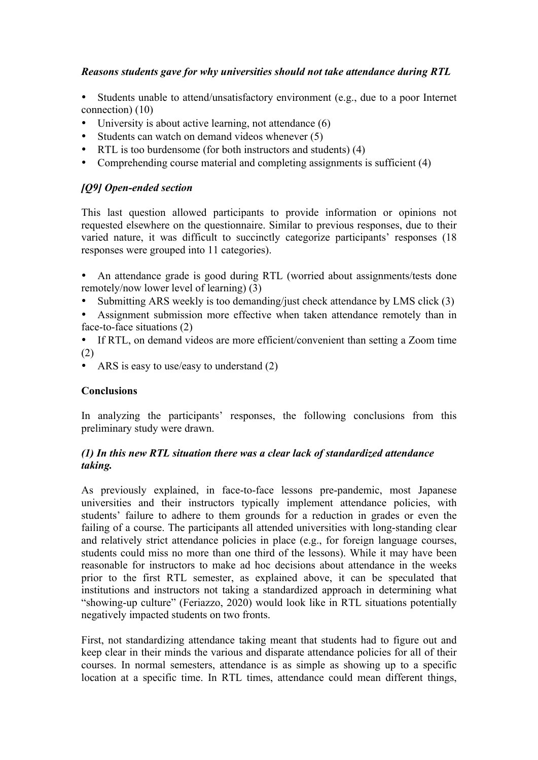*Reasons students gave for why universities should not take attendance during RTL*

- Students unable to attend/unsatisfactory environment (e.g., due to a poor Internet connection) (10)
- University is about active learning, not attendance (6)
- Students can watch on demand videos whenever (5)
- RTL is too burdensome (for both instructors and students) (4)
- Comprehending course material and completing assignments is sufficient (4)

### *[Q9] Open-ended section*

This last question allowed participants to provide information or opinions not requested elsewhere on the questionnaire. Similar to previous responses, due to their varied nature, it was difficult to succinctly categorize participants' responses (18 responses were grouped into 11 categories).

- An attendance grade is good during RTL (worried about assignments/tests done remotely/now lower level of learning) (3)
- Submitting ARS weekly is too demanding/just check attendance by LMS click (3)
- Assignment submission more effective when taken attendance remotely than in face-to-face situations (2)
- If RTL, on demand videos are more efficient/convenient than setting a Zoom time (2)
- ARS is easy to use/easy to understand (2)

## Conclusions

In analyzing the participants' responses, the following conclusions from this preliminary study were drawn.

### *(1) In this new RTL situation there was a clear lack of standardized attendance taking.*

As previously explained, in face-to-face lessons pre-pandemic, most Japanese universities and their instructors typically implement attendance policies, with students' failure to adhere to them grounds for a reduction in grades or even the failing of a course. The participants all attended universities with long-standing clear and relatively strict attendance policies in place (e.g., for foreign language courses, students could miss no more than one third of the lessons). While it may have been reasonable for instructors to make ad hoc decisions about attendance in the weeks prior to the first RTL semester, as explained above, it can be speculated that institutions and instructors not taking a standardized approach in determining what "showing-up culture" (Feriazzo, 2020) would look like in RTL situations potentially negatively impacted students on two fronts.

First, not standardizing attendance taking meant that students had to figure out and keep clear in their minds the various and disparate attendance policies for all of their courses. In normal semesters, attendance is as simple as showing up to a specific location at a specific time. In RTL times, attendance could mean different things,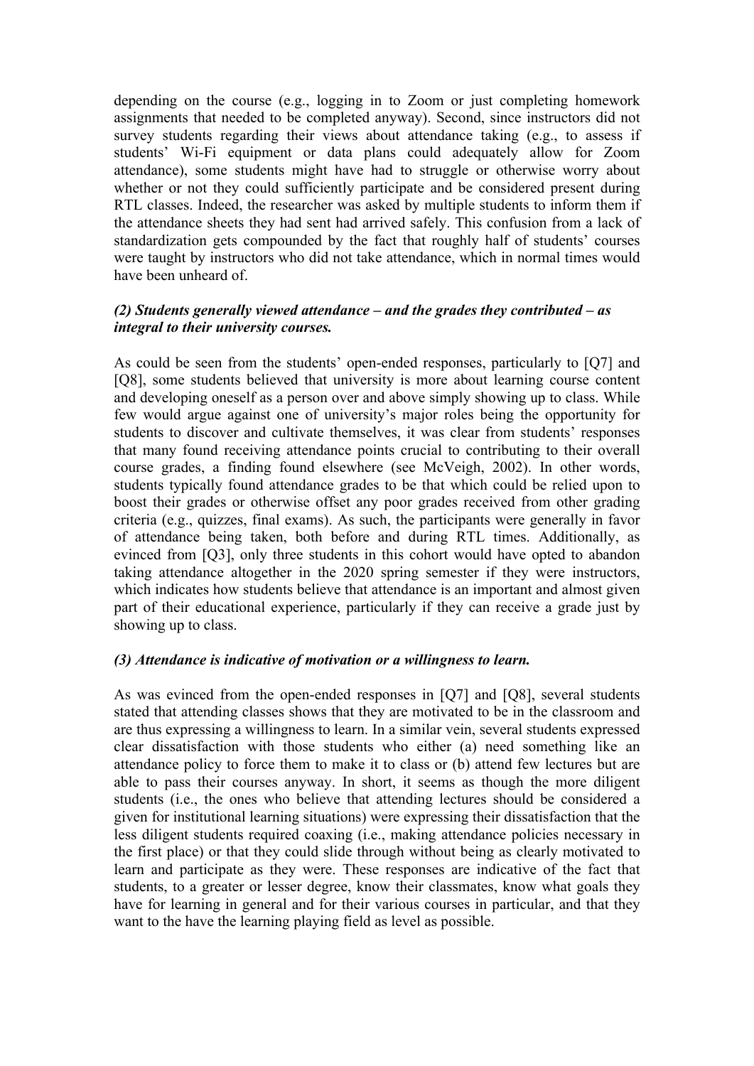depending on the course (e.g., logging in to Zoom or just completing homework assignments that needed to be completed anyway). Second, since instructors did not survey students regarding their views about attendance taking (e.g., to assess if students' Wi-Fi equipment or data plans could adequately allow for Zoom attendance), some students might have had to struggle or otherwise worry about whether or not they could sufficiently participate and be considered present during RTL classes. Indeed, the researcher was asked by multiple students to inform them if the attendance sheets they had sent had arrived safely. This confusion from a lack of standardization gets compounded by the fact that roughly half of students' courses were taught by instructors who did not take attendance, which in normal times would have been unheard of.

***(2) Students generally viewed attendance – and the grades they contributed – as integral to their university courses.***

As could be seen from the students' open-ended responses, particularly to [Q7] and [Q8], some students believed that university is more about learning course content and developing oneself as a person over and above simply showing up to class. While few would argue against one of university's major roles being the opportunity for students to discover and cultivate themselves, it was clear from students' responses that many found receiving attendance points crucial to contributing to their overall course grades, a finding found elsewhere (see McVeigh, 2002). In other words, students typically found attendance grades to be that which could be relied upon to boost their grades or otherwise offset any poor grades received from other grading criteria (e.g., quizzes, final exams). As such, the participants were generally in favor of attendance being taken, both before and during RTL times. Additionally, as evinced from [Q3], only three students in this cohort would have opted to abandon taking attendance altogether in the 2020 spring semester if they were instructors, which indicates how students believe that attendance is an important and almost given part of their educational experience, particularly if they can receive a grade just by showing up to class.

***(3) Attendance is indicative of motivation or a willingness to learn.***

As was evinced from the open-ended responses in [Q7] and [Q8], several students stated that attending classes shows that they are motivated to be in the classroom and are thus expressing a willingness to learn. In a similar vein, several students expressed clear dissatisfaction with those students who either (a) need something like an attendance policy to force them to make it to class or (b) attend few lectures but are able to pass their courses anyway. In short, it seems as though the more diligent students (i.e., the ones who believe that attending lectures should be considered a given for institutional learning situations) were expressing their dissatisfaction that the less diligent students required coaxing (i.e., making attendance policies necessary in the first place) or that they could slide through without being as clearly motivated to learn and participate as they were. These responses are indicative of the fact that students, to a greater or lesser degree, know their classmates, know what goals they have for learning in general and for their various courses in particular, and that they want to the have the learning playing field as level as possible.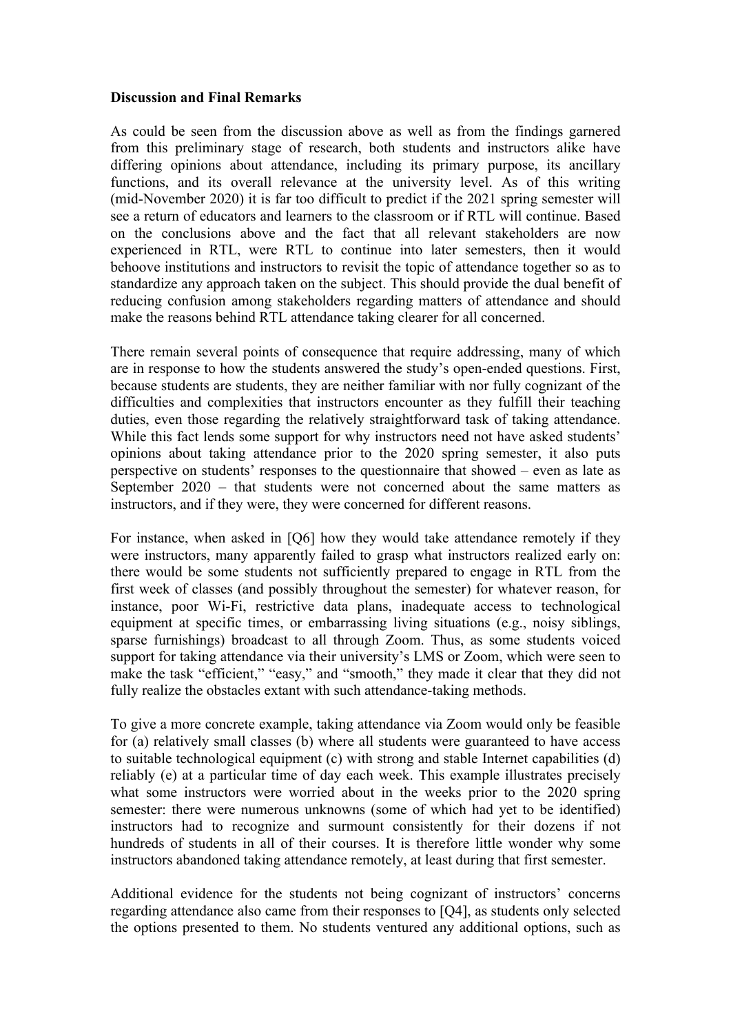**Discussion and Final Remarks**

As could be seen from the discussion above as well as from the findings garnered from this preliminary stage of research, both students and instructors alike have differing opinions about attendance, including its primary purpose, its ancillary functions, and its overall relevance at the university level. As of this writing (mid-November 2020) it is far too difficult to predict if the 2021 spring semester will see a return of educators and learners to the classroom or if RTL will continue. Based on the conclusions above and the fact that all relevant stakeholders are now experienced in RTL, were RTL to continue into later semesters, then it would behoove institutions and instructors to revisit the topic of attendance together so as to standardize any approach taken on the subject. This should provide the dual benefit of reducing confusion among stakeholders regarding matters of attendance and should make the reasons behind RTL attendance taking clearer for all concerned.

There remain several points of consequence that require addressing, many of which are in response to how the students answered the study's open-ended questions. First, because students are students, they are neither familiar with nor fully cognizant of the difficulties and complexities that instructors encounter as they fulfill their teaching duties, even those regarding the relatively straightforward task of taking attendance. While this fact lends some support for why instructors need not have asked students' opinions about taking attendance prior to the 2020 spring semester, it also puts perspective on students' responses to the questionnaire that showed – even as late as September 2020 – that students were not concerned about the same matters as instructors, and if they were, they were concerned for different reasons.

For instance, when asked in [Q6] how they would take attendance remotely if they were instructors, many apparently failed to grasp what instructors realized early on: there would be some students not sufficiently prepared to engage in RTL from the first week of classes (and possibly throughout the semester) for whatever reason, for instance, poor Wi-Fi, restrictive data plans, inadequate access to technological equipment at specific times, or embarrassing living situations (e.g., noisy siblings, sparse furnishings) broadcast to all through Zoom. Thus, as some students voiced support for taking attendance via their university's LMS or Zoom, which were seen to make the task "efficient," "easy," and "smooth," they made it clear that they did not fully realize the obstacles extant with such attendance-taking methods.

To give a more concrete example, taking attendance via Zoom would only be feasible for (a) relatively small classes (b) where all students were guaranteed to have access to suitable technological equipment (c) with strong and stable Internet capabilities (d) reliably (e) at a particular time of day each week. This example illustrates precisely what some instructors were worried about in the weeks prior to the 2020 spring semester: there were numerous unknowns (some of which had yet to be identified) instructors had to recognize and surmount consistently for their dozens if not hundreds of students in all of their courses. It is therefore little wonder why some instructors abandoned taking attendance remotely, at least during that first semester.

Additional evidence for the students not being cognizant of instructors' concerns regarding attendance also came from their responses to [Q4], as students only selected the options presented to them. No students ventured any additional options, such as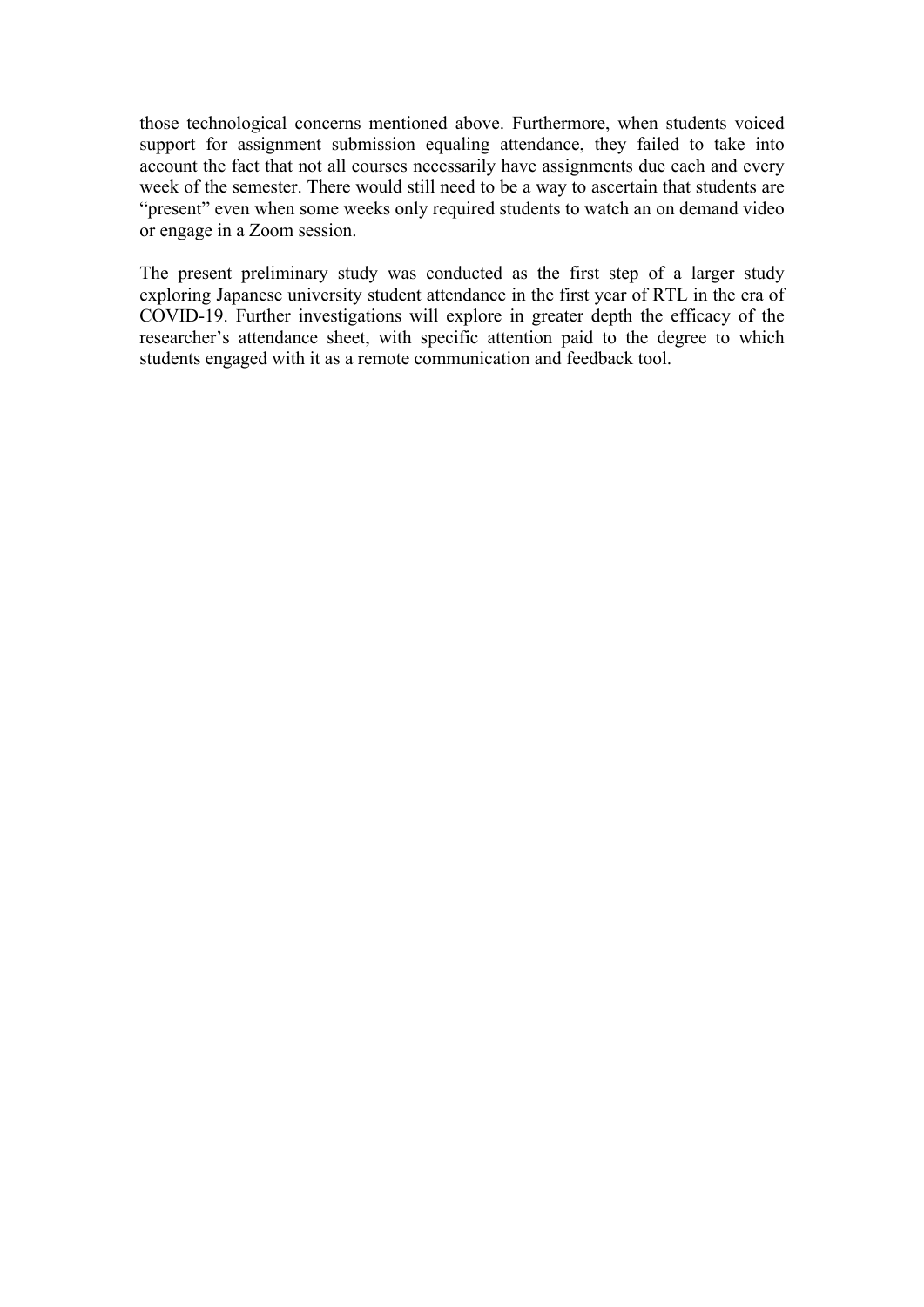those technological concerns mentioned above. Furthermore, when students voiced support for assignment submission equaling attendance, they failed to take into account the fact that not all courses necessarily have assignments due each and every week of the semester. There would still need to be a way to ascertain that students are “present” even when some weeks only required students to watch an on demand video or engage in a Zoom session.

The present preliminary study was conducted as the first step of a larger study exploring Japanese university student attendance in the first year of RTL in the era of COVID-19. Further investigations will explore in greater depth the efficacy of the researcher’s attendance sheet, with specific attention paid to the degree to which students engaged with it as a remote communication and feedback tool.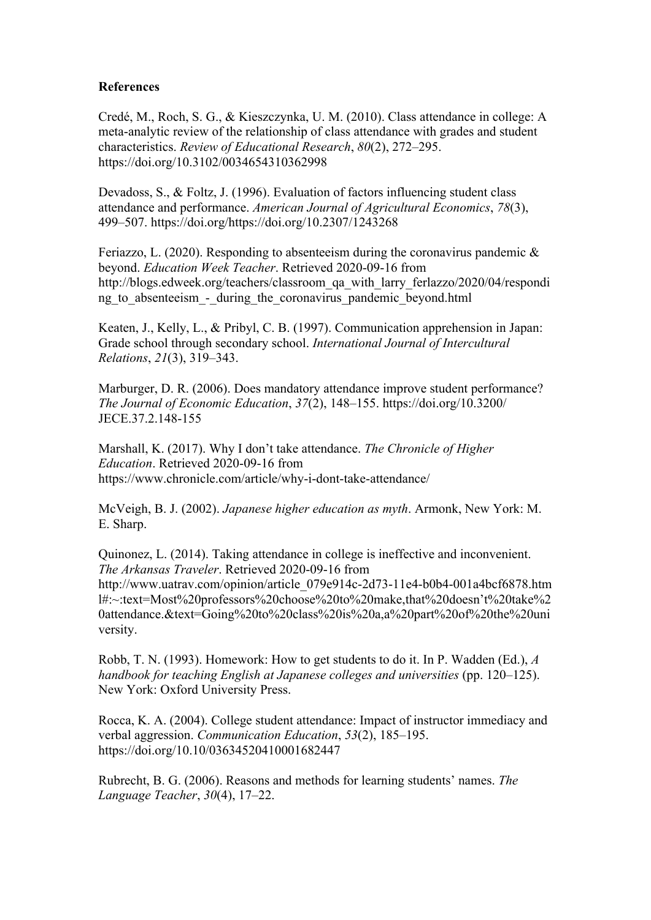**References**

Credé, M., Roch, S. G., & Kieszczynka, U. M. (2010). Class attendance in college: A meta-analytic review of the relationship of class attendance with grades and student characteristics. *Review of Educational Research*, *80*(2), 272–295. https://doi.org/10.3102/0034654310362998

Devadoss, S., & Foltz, J. (1996). Evaluation of factors influencing student class attendance and performance. *American Journal of Agricultural Economics*, *78*(3), 499–507. https://doi.org/https://doi.org/10.2307/1243268

Feriazzo, L. (2020). Responding to absenteeism during the coronavirus pandemic & beyond. *Education Week Teacher*. Retrieved 2020-09-16 from http://blogs.edweek.org/teachers/classroom_qa_with_larry_ferlazzo/2020/04/responding_to_absenteeism_-_during_the_coronavirus_pandemic_beyond.html

Keaten, J., Kelly, L., & Pribyl, C. B. (1997). Communication apprehension in Japan: Grade school through secondary school. *International Journal of Intercultural Relations*, *21*(3), 319–343.

Marburger, D. R. (2006). Does mandatory attendance improve student performance? *The Journal of Economic Education*, *37*(2), 148–155. https://doi.org/10.3200/JECE.37.2.148-155

Marshall, K. (2017). Why I don't take attendance. *The Chronicle of Higher Education*. Retrieved 2020-09-16 from https://www.chronicle.com/article/why-i-dont-take-attendance/

McVeigh, B. J. (2002). *Japanese higher education as myth*. Armonk, New York: M. E. Sharp.

Quinonez, L. (2014). Taking attendance in college is ineffective and inconvenient. *The Arkansas Traveler*. Retrieved 2020-09-16 from http://www.uatrav.com/opinion/article_079e914c-2d73-11e4-b0b4-001a4bcf6878.html#:~:text=Most%20professors%20choose%20to%20make,that%20doesn't%20take%20attendance.&text=Going%20to%20class%20is%20a,a%20part%20of%20the%20university.

Robb, T. N. (1993). Homework: How to get students to do it. In P. Wadden (Ed.), *A handbook for teaching English at Japanese colleges and universities* (pp. 120–125). New York: Oxford University Press.

Rocca, K. A. (2004). College student attendance: Impact of instructor immediacy and verbal aggression. *Communication Education*, *53*(2), 185–195. https://doi.org/10.10/03634520410001682447

Rubrecht, B. G. (2006). Reasons and methods for learning students' names. *The Language Teacher*, *30*(4), 17–22.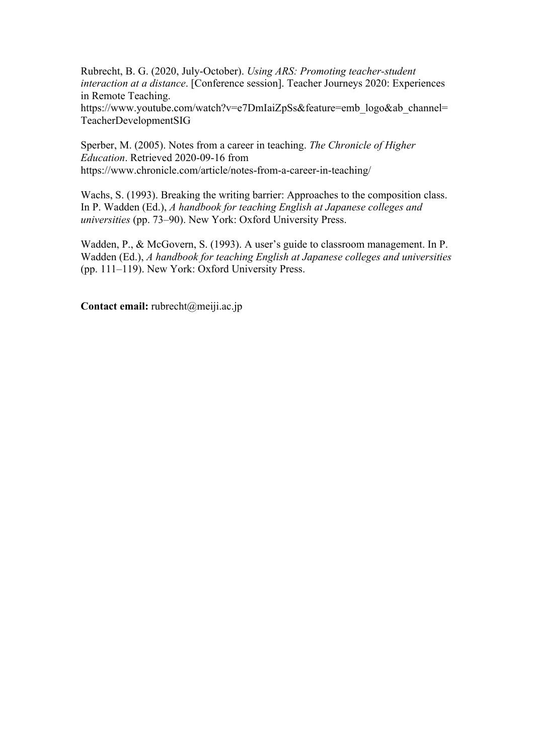Rubrecht, B. G. (2020, July-October). *Using ARS: Promoting teacher-student interaction at a distance*. [Conference session]. Teacher Journeys 2020: Experiences in Remote Teaching. https://www.youtube.com/watch?v=e7DmIaiZpSs&feature=emb_logo&ab_channel=TeacherDevelopmentSIG

Sperber, M. (2005). Notes from a career in teaching. *The Chronicle of Higher Education*. Retrieved 2020-09-16 from https://www.chronicle.com/article/notes-from-a-career-in-teaching/

Wachs, S. (1993). Breaking the writing barrier: Approaches to the composition class. In P. Wadden (Ed.), *A handbook for teaching English at Japanese colleges and universities* (pp. 73–90). New York: Oxford University Press.

Wadden, P., & McGovern, S. (1993). A user's guide to classroom management. In P. Wadden (Ed.), *A handbook for teaching English at Japanese colleges and universities* (pp. 111–119). New York: Oxford University Press.

**Contact email:** rubrecht@meiji.ac.jp